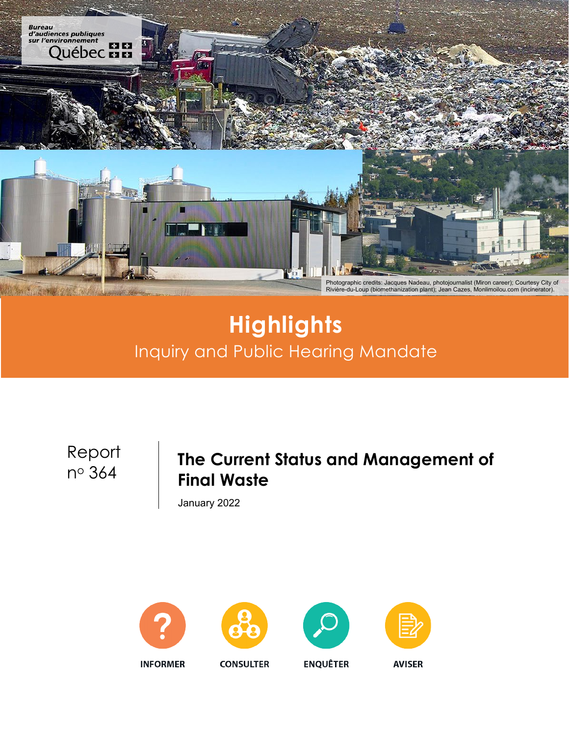Bureau d'audiences publiques sur l'environnement
Québec

Photographic credits: Jacques Nadeau, photojournalist (Miron career); Courtesy City of Rivière-du-Loup (biomethanization plant); Jean Cazes, Monlimoilou.com (incinerator).

# Highlights

Inquiry and Public Hearing Mandate

Report
nº 364

## The Current Status and Management of Final Waste

January 2022

INFORMER

CONSULTER

ENQUÊTER

AVISER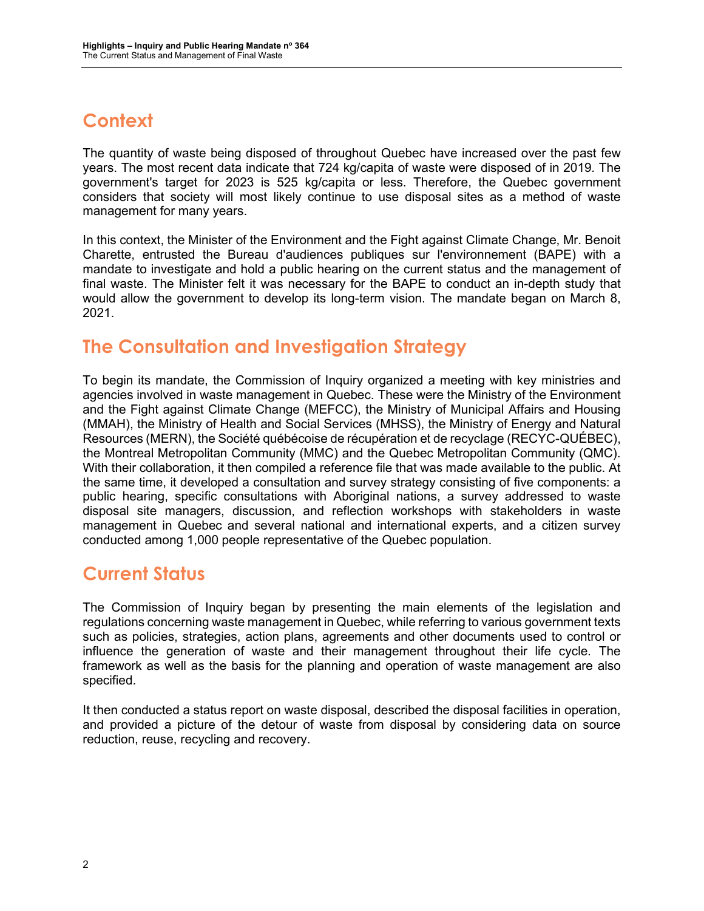## Context

The quantity of waste being disposed of throughout Quebec have increased over the past few years. The most recent data indicate that 724 kg/capita of waste were disposed of in 2019. The government's target for 2023 is 525 kg/capita or less. Therefore, the Quebec government considers that society will most likely continue to use disposal sites as a method of waste management for many years.

In this context, the Minister of the Environment and the Fight against Climate Change, Mr. Benoit Charette, entrusted the Bureau d'audiences publiques sur l'environnement (BAPE) with a mandate to investigate and hold a public hearing on the current status and the management of final waste. The Minister felt it was necessary for the BAPE to conduct an in-depth study that would allow the government to develop its long-term vision. The mandate began on March 8, 2021.

## The Consultation and Investigation Strategy

To begin its mandate, the Commission of Inquiry organized a meeting with key ministries and agencies involved in waste management in Quebec. These were the Ministry of the Environment and the Fight against Climate Change (MEFCC), the Ministry of Municipal Affairs and Housing (MMAH), the Ministry of Health and Social Services (MHSS), the Ministry of Energy and Natural Resources (MERN), the Société québécoise de récupération et de recyclage (RECYC-QUÉBEC), the Montreal Metropolitan Community (MMC) and the Quebec Metropolitan Community (QMC). With their collaboration, it then compiled a reference file that was made available to the public. At the same time, it developed a consultation and survey strategy consisting of five components: a public hearing, specific consultations with Aboriginal nations, a survey addressed to waste disposal site managers, discussion, and reflection workshops with stakeholders in waste management in Quebec and several national and international experts, and a citizen survey conducted among 1,000 people representative of the Quebec population.

## Current Status

The Commission of Inquiry began by presenting the main elements of the legislation and regulations concerning waste management in Quebec, while referring to various government texts such as policies, strategies, action plans, agreements and other documents used to control or influence the generation of waste and their management throughout their life cycle. The framework as well as the basis for the planning and operation of waste management are also specified.

It then conducted a status report on waste disposal, described the disposal facilities in operation, and provided a picture of the detour of waste from disposal by considering data on source reduction, reuse, recycling and recovery.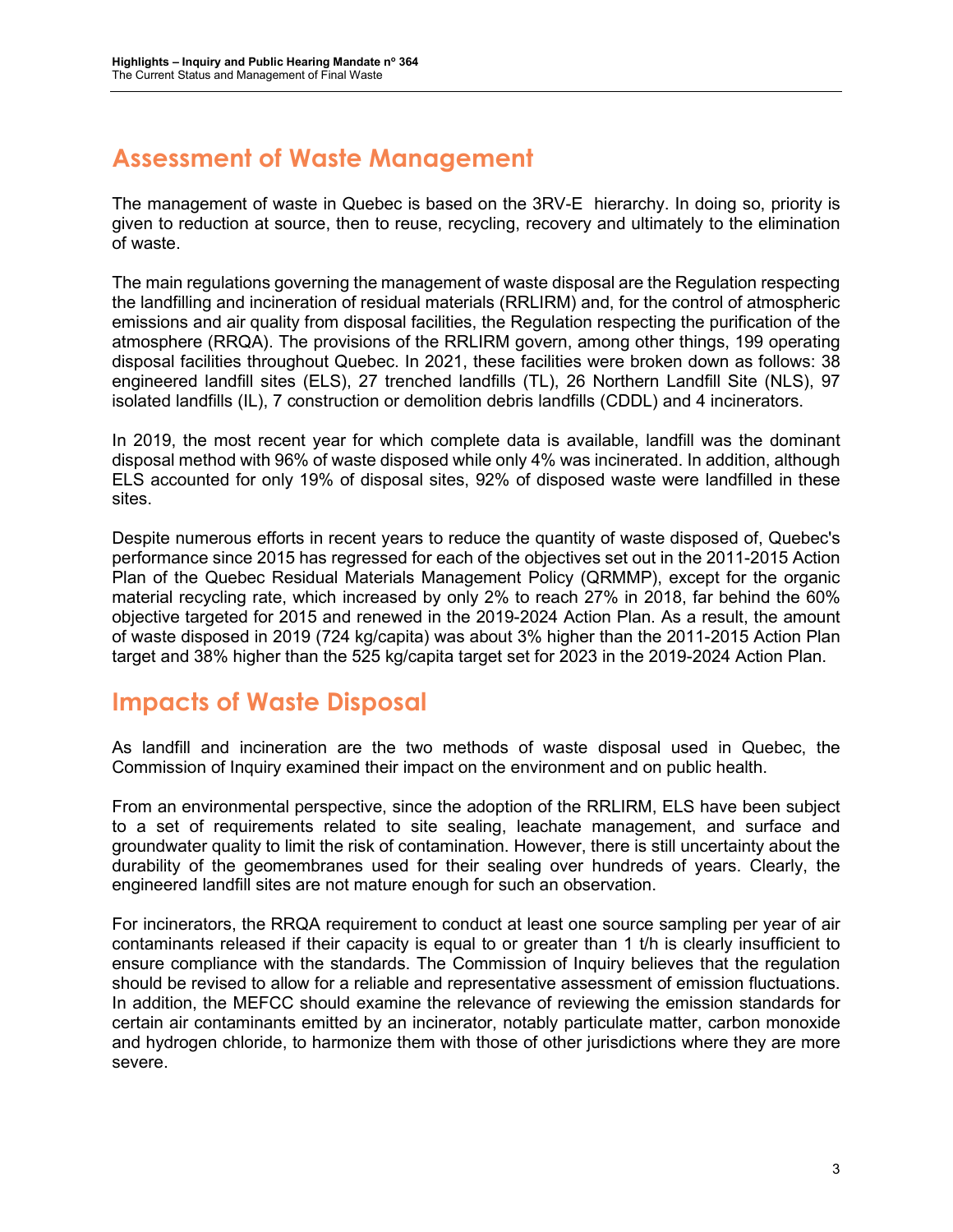## Assessment of Waste Management

The management of waste in Quebec is based on the 3RV-E hierarchy. In doing so, priority is given to reduction at source, then to reuse, recycling, recovery and ultimately to the elimination of waste.

The main regulations governing the management of waste disposal are the Regulation respecting the landfilling and incineration of residual materials (RRLIRM) and, for the control of atmospheric emissions and air quality from disposal facilities, the Regulation respecting the purification of the atmosphere (RRQA). The provisions of the RRLIRM govern, among other things, 199 operating disposal facilities throughout Quebec. In 2021, these facilities were broken down as follows: 38 engineered landfill sites (ELS), 27 trenched landfills (TL), 26 Northern Landfill Site (NLS), 97 isolated landfills (IL), 7 construction or demolition debris landfills (CDDL) and 4 incinerators.

In 2019, the most recent year for which complete data is available, landfill was the dominant disposal method with 96% of waste disposed while only 4% was incinerated. In addition, although ELS accounted for only 19% of disposal sites, 92% of disposed waste were landfilled in these sites.

Despite numerous efforts in recent years to reduce the quantity of waste disposed of, Quebec's performance since 2015 has regressed for each of the objectives set out in the 2011-2015 Action Plan of the Quebec Residual Materials Management Policy (QRMMP), except for the organic material recycling rate, which increased by only 2% to reach 27% in 2018, far behind the 60% objective targeted for 2015 and renewed in the 2019-2024 Action Plan. As a result, the amount of waste disposed in 2019 (724 kg/capita) was about 3% higher than the 2011-2015 Action Plan target and 38% higher than the 525 kg/capita target set for 2023 in the 2019-2024 Action Plan.

## Impacts of Waste Disposal

As landfill and incineration are the two methods of waste disposal used in Quebec, the Commission of Inquiry examined their impact on the environment and on public health.

From an environmental perspective, since the adoption of the RRLIRM, ELS have been subject to a set of requirements related to site sealing, leachate management, and surface and groundwater quality to limit the risk of contamination. However, there is still uncertainty about the durability of the geomembranes used for their sealing over hundreds of years. Clearly, the engineered landfill sites are not mature enough for such an observation.

For incinerators, the RRQA requirement to conduct at least one source sampling per year of air contaminants released if their capacity is equal to or greater than 1 t/h is clearly insufficient to ensure compliance with the standards. The Commission of Inquiry believes that the regulation should be revised to allow for a reliable and representative assessment of emission fluctuations. In addition, the MEFCC should examine the relevance of reviewing the emission standards for certain air contaminants emitted by an incinerator, notably particulate matter, carbon monoxide and hydrogen chloride, to harmonize them with those of other jurisdictions where they are more severe.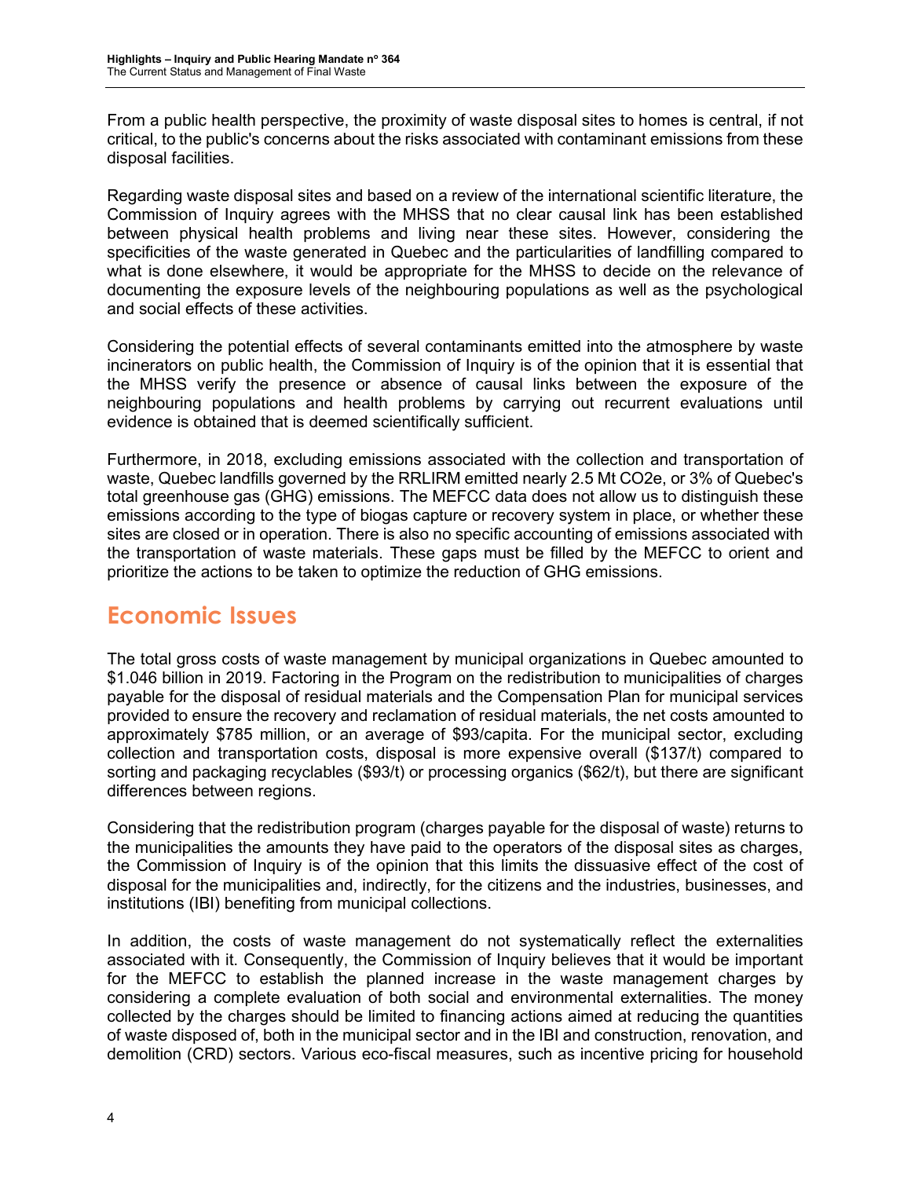From a public health perspective, the proximity of waste disposal sites to homes is central, if not critical, to the public's concerns about the risks associated with contaminant emissions from these disposal facilities.

Regarding waste disposal sites and based on a review of the international scientific literature, the Commission of Inquiry agrees with the MHSS that no clear causal link has been established between physical health problems and living near these sites. However, considering the specificities of the waste generated in Quebec and the particularities of landfilling compared to what is done elsewhere, it would be appropriate for the MHSS to decide on the relevance of documenting the exposure levels of the neighbouring populations as well as the psychological and social effects of these activities.

Considering the potential effects of several contaminants emitted into the atmosphere by waste incinerators on public health, the Commission of Inquiry is of the opinion that it is essential that the MHSS verify the presence or absence of causal links between the exposure of the neighbouring populations and health problems by carrying out recurrent evaluations until evidence is obtained that is deemed scientifically sufficient.

Furthermore, in 2018, excluding emissions associated with the collection and transportation of waste, Quebec landfills governed by the RRLIRM emitted nearly 2.5 Mt CO2e, or 3% of Quebec's total greenhouse gas (GHG) emissions. The MEFCC data does not allow us to distinguish these emissions according to the type of biogas capture or recovery system in place, or whether these sites are closed or in operation. There is also no specific accounting of emissions associated with the transportation of waste materials. These gaps must be filled by the MEFCC to orient and prioritize the actions to be taken to optimize the reduction of GHG emissions.

## Economic Issues

The total gross costs of waste management by municipal organizations in Quebec amounted to $1.046 billion in 2019. Factoring in the Program on the redistribution to municipalities of charges payable for the disposal of residual materials and the Compensation Plan for municipal services provided to ensure the recovery and reclamation of residual materials, the net costs amounted to approximately $785 million, or an average of $93/capita. For the municipal sector, excluding collection and transportation costs, disposal is more expensive overall ($137/t) compared to sorting and packaging recyclables ($93/t) or processing organics ($62/t), but there are significant differences between regions.

Considering that the redistribution program (charges payable for the disposal of waste) returns to the municipalities the amounts they have paid to the operators of the disposal sites as charges, the Commission of Inquiry is of the opinion that this limits the dissuasive effect of the cost of disposal for the municipalities and, indirectly, for the citizens and the industries, businesses, and institutions (IBI) benefiting from municipal collections.

In addition, the costs of waste management do not systematically reflect the externalities associated with it. Consequently, the Commission of Inquiry believes that it would be important for the MEFCC to establish the planned increase in the waste management charges by considering a complete evaluation of both social and environmental externalities. The money collected by the charges should be limited to financing actions aimed at reducing the quantities of waste disposed of, both in the municipal sector and in the IBI and construction, renovation, and demolition (CRD) sectors. Various eco-fiscal measures, such as incentive pricing for household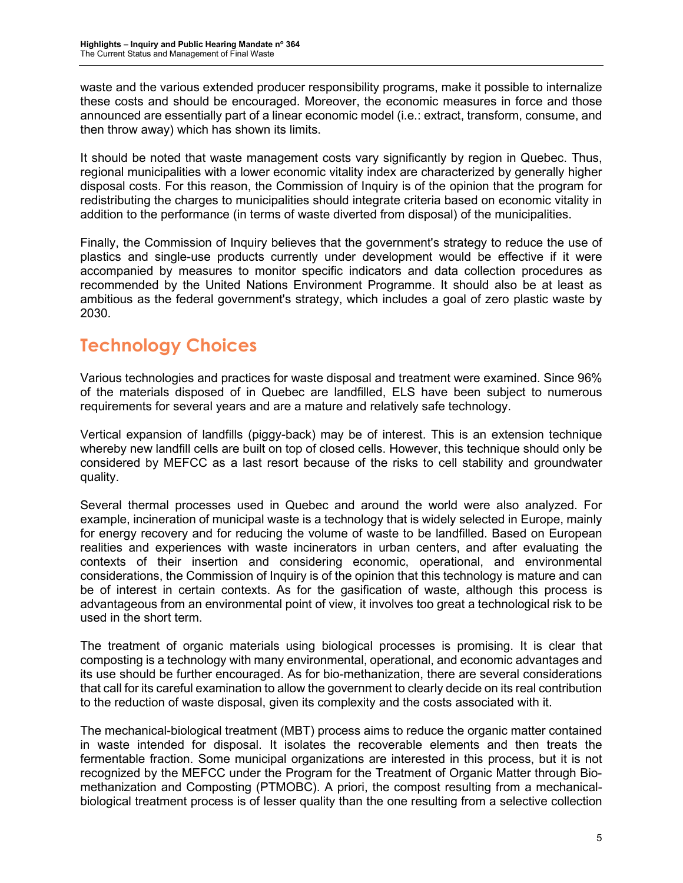waste and the various extended producer responsibility programs, make it possible to internalize these costs and should be encouraged. Moreover, the economic measures in force and those announced are essentially part of a linear economic model (i.e.: extract, transform, consume, and then throw away) which has shown its limits.

It should be noted that waste management costs vary significantly by region in Quebec. Thus, regional municipalities with a lower economic vitality index are characterized by generally higher disposal costs. For this reason, the Commission of Inquiry is of the opinion that the program for redistributing the charges to municipalities should integrate criteria based on economic vitality in addition to the performance (in terms of waste diverted from disposal) of the municipalities.

Finally, the Commission of Inquiry believes that the government's strategy to reduce the use of plastics and single-use products currently under development would be effective if it were accompanied by measures to monitor specific indicators and data collection procedures as recommended by the United Nations Environment Programme. It should also be at least as ambitious as the federal government's strategy, which includes a goal of zero plastic waste by 2030.

## Technology Choices

Various technologies and practices for waste disposal and treatment were examined. Since 96% of the materials disposed of in Quebec are landfilled, ELS have been subject to numerous requirements for several years and are a mature and relatively safe technology.

Vertical expansion of landfills (piggy-back) may be of interest. This is an extension technique whereby new landfill cells are built on top of closed cells. However, this technique should only be considered by MEFCC as a last resort because of the risks to cell stability and groundwater quality.

Several thermal processes used in Quebec and around the world were also analyzed. For example, incineration of municipal waste is a technology that is widely selected in Europe, mainly for energy recovery and for reducing the volume of waste to be landfilled. Based on European realities and experiences with waste incinerators in urban centers, and after evaluating the contexts of their insertion and considering economic, operational, and environmental considerations, the Commission of Inquiry is of the opinion that this technology is mature and can be of interest in certain contexts. As for the gasification of waste, although this process is advantageous from an environmental point of view, it involves too great a technological risk to be used in the short term.

The treatment of organic materials using biological processes is promising. It is clear that composting is a technology with many environmental, operational, and economic advantages and its use should be further encouraged. As for bio-methanization, there are several considerations that call for its careful examination to allow the government to clearly decide on its real contribution to the reduction of waste disposal, given its complexity and the costs associated with it.

The mechanical-biological treatment (MBT) process aims to reduce the organic matter contained in waste intended for disposal. It isolates the recoverable elements and then treats the fermentable fraction. Some municipal organizations are interested in this process, but it is not recognized by the MEFCC under the Program for the Treatment of Organic Matter through Bio-methanization and Composting (PTMOBC). A priori, the compost resulting from a mechanical-biological treatment process is of lesser quality than the one resulting from a selective collection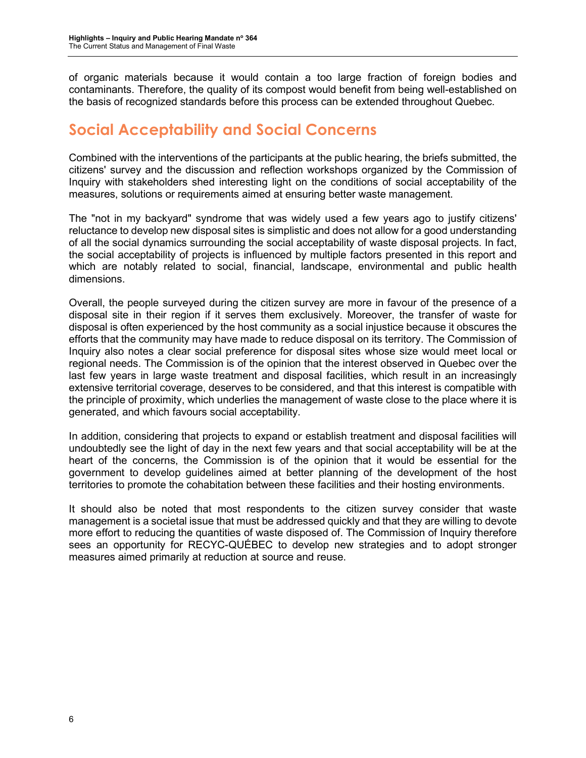of organic materials because it would contain a too large fraction of foreign bodies and contaminants. Therefore, the quality of its compost would benefit from being well-established on the basis of recognized standards before this process can be extended throughout Quebec.

## Social Acceptability and Social Concerns

Combined with the interventions of the participants at the public hearing, the briefs submitted, the citizens' survey and the discussion and reflection workshops organized by the Commission of Inquiry with stakeholders shed interesting light on the conditions of social acceptability of the measures, solutions or requirements aimed at ensuring better waste management.

The "not in my backyard" syndrome that was widely used a few years ago to justify citizens' reluctance to develop new disposal sites is simplistic and does not allow for a good understanding of all the social dynamics surrounding the social acceptability of waste disposal projects. In fact, the social acceptability of projects is influenced by multiple factors presented in this report and which are notably related to social, financial, landscape, environmental and public health dimensions.

Overall, the people surveyed during the citizen survey are more in favour of the presence of a disposal site in their region if it serves them exclusively. Moreover, the transfer of waste for disposal is often experienced by the host community as a social injustice because it obscures the efforts that the community may have made to reduce disposal on its territory. The Commission of Inquiry also notes a clear social preference for disposal sites whose size would meet local or regional needs. The Commission is of the opinion that the interest observed in Quebec over the last few years in large waste treatment and disposal facilities, which result in an increasingly extensive territorial coverage, deserves to be considered, and that this interest is compatible with the principle of proximity, which underlies the management of waste close to the place where it is generated, and which favours social acceptability.

In addition, considering that projects to expand or establish treatment and disposal facilities will undoubtedly see the light of day in the next few years and that social acceptability will be at the heart of the concerns, the Commission is of the opinion that it would be essential for the government to develop guidelines aimed at better planning of the development of the host territories to promote the cohabitation between these facilities and their hosting environments.

It should also be noted that most respondents to the citizen survey consider that waste management is a societal issue that must be addressed quickly and that they are willing to devote more effort to reducing the quantities of waste disposed of. The Commission of Inquiry therefore sees an opportunity for RECYC-QUÉBEC to develop new strategies and to adopt stronger measures aimed primarily at reduction at source and reuse.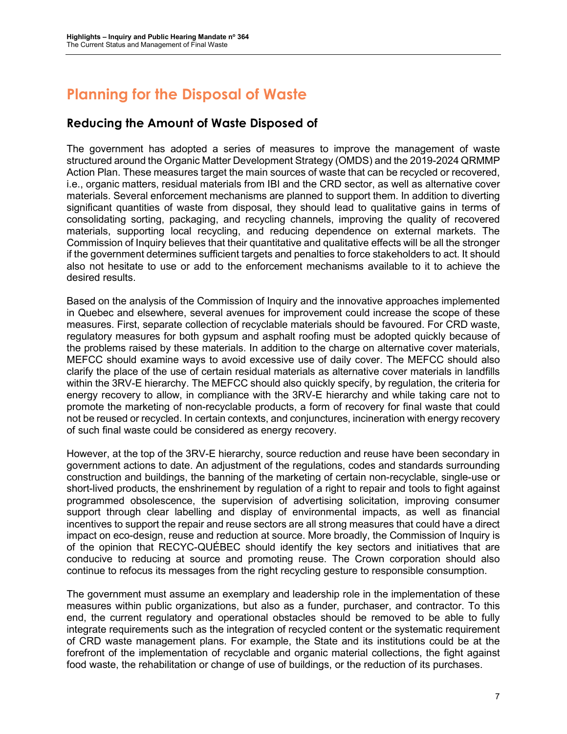# Planning for the Disposal of Waste

## Reducing the Amount of Waste Disposed of

The government has adopted a series of measures to improve the management of waste structured around the Organic Matter Development Strategy (OMDS) and the 2019-2024 QRMMP Action Plan. These measures target the main sources of waste that can be recycled or recovered, i.e., organic matters, residual materials from IBI and the CRD sector, as well as alternative cover materials. Several enforcement mechanisms are planned to support them. In addition to diverting significant quantities of waste from disposal, they should lead to qualitative gains in terms of consolidating sorting, packaging, and recycling channels, improving the quality of recovered materials, supporting local recycling, and reducing dependence on external markets. The Commission of Inquiry believes that their quantitative and qualitative effects will be all the stronger if the government determines sufficient targets and penalties to force stakeholders to act. It should also not hesitate to use or add to the enforcement mechanisms available to it to achieve the desired results.

Based on the analysis of the Commission of Inquiry and the innovative approaches implemented in Quebec and elsewhere, several avenues for improvement could increase the scope of these measures. First, separate collection of recyclable materials should be favoured. For CRD waste, regulatory measures for both gypsum and asphalt roofing must be adopted quickly because of the problems raised by these materials. In addition to the charge on alternative cover materials, MEFCC should examine ways to avoid excessive use of daily cover. The MEFCC should also clarify the place of the use of certain residual materials as alternative cover materials in landfills within the 3RV-E hierarchy. The MEFCC should also quickly specify, by regulation, the criteria for energy recovery to allow, in compliance with the 3RV-E hierarchy and while taking care not to promote the marketing of non-recyclable products, a form of recovery for final waste that could not be reused or recycled. In certain contexts, and conjunctures, incineration with energy recovery of such final waste could be considered as energy recovery.

However, at the top of the 3RV-E hierarchy, source reduction and reuse have been secondary in government actions to date. An adjustment of the regulations, codes and standards surrounding construction and buildings, the banning of the marketing of certain non-recyclable, single-use or short-lived products, the enshrinement by regulation of a right to repair and tools to fight against programmed obsolescence, the supervision of advertising solicitation, improving consumer support through clear labelling and display of environmental impacts, as well as financial incentives to support the repair and reuse sectors are all strong measures that could have a direct impact on eco-design, reuse and reduction at source. More broadly, the Commission of Inquiry is of the opinion that RECYC-QUÉBEC should identify the key sectors and initiatives that are conducive to reducing at source and promoting reuse. The Crown corporation should also continue to refocus its messages from the right recycling gesture to responsible consumption.

The government must assume an exemplary and leadership role in the implementation of these measures within public organizations, but also as a funder, purchaser, and contractor. To this end, the current regulatory and operational obstacles should be removed to be able to fully integrate requirements such as the integration of recycled content or the systematic requirement of CRD waste management plans. For example, the State and its institutions could be at the forefront of the implementation of recyclable and organic material collections, the fight against food waste, the rehabilitation or change of use of buildings, or the reduction of its purchases.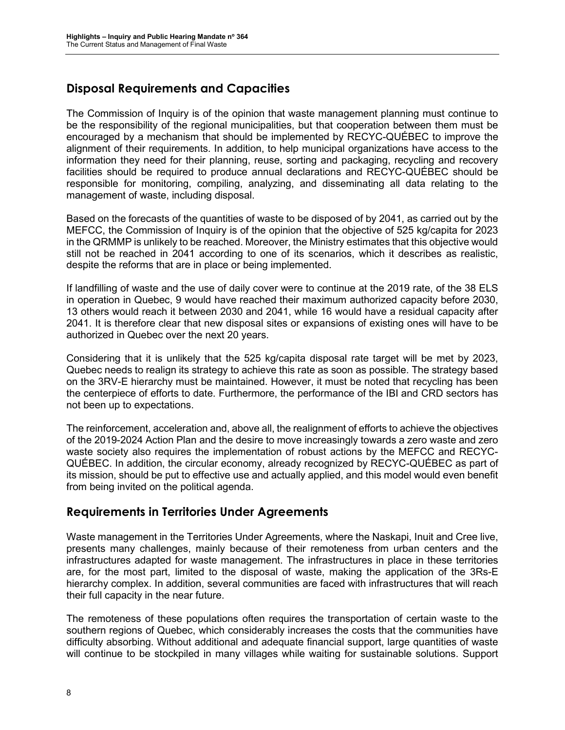## Disposal Requirements and Capacities

The Commission of Inquiry is of the opinion that waste management planning must continue to be the responsibility of the regional municipalities, but that cooperation between them must be encouraged by a mechanism that should be implemented by RECYC-QUÉBEC to improve the alignment of their requirements. In addition, to help municipal organizations have access to the information they need for their planning, reuse, sorting and packaging, recycling and recovery facilities should be required to produce annual declarations and RECYC-QUÉBEC should be responsible for monitoring, compiling, analyzing, and disseminating all data relating to the management of waste, including disposal.

Based on the forecasts of the quantities of waste to be disposed of by 2041, as carried out by the MEFCC, the Commission of Inquiry is of the opinion that the objective of 525 kg/capita for 2023 in the QRMMP is unlikely to be reached. Moreover, the Ministry estimates that this objective would still not be reached in 2041 according to one of its scenarios, which it describes as realistic, despite the reforms that are in place or being implemented.

If landfilling of waste and the use of daily cover were to continue at the 2019 rate, of the 38 ELS in operation in Quebec, 9 would have reached their maximum authorized capacity before 2030, 13 others would reach it between 2030 and 2041, while 16 would have a residual capacity after 2041. It is therefore clear that new disposal sites or expansions of existing ones will have to be authorized in Quebec over the next 20 years.

Considering that it is unlikely that the 525 kg/capita disposal rate target will be met by 2023, Quebec needs to realign its strategy to achieve this rate as soon as possible. The strategy based on the 3RV-E hierarchy must be maintained. However, it must be noted that recycling has been the centerpiece of efforts to date. Furthermore, the performance of the IBI and CRD sectors has not been up to expectations.

The reinforcement, acceleration and, above all, the realignment of efforts to achieve the objectives of the 2019-2024 Action Plan and the desire to move increasingly towards a zero waste and zero waste society also requires the implementation of robust actions by the MEFCC and RECYC-QUÉBEC. In addition, the circular economy, already recognized by RECYC-QUÉBEC as part of its mission, should be put to effective use and actually applied, and this model would even benefit from being invited on the political agenda.

## Requirements in Territories Under Agreements

Waste management in the Territories Under Agreements, where the Naskapi, Inuit and Cree live, presents many challenges, mainly because of their remoteness from urban centers and the infrastructures adapted for waste management. The infrastructures in place in these territories are, for the most part, limited to the disposal of waste, making the application of the 3Rs-E hierarchy complex. In addition, several communities are faced with infrastructures that will reach their full capacity in the near future.

The remoteness of these populations often requires the transportation of certain waste to the southern regions of Quebec, which considerably increases the costs that the communities have difficulty absorbing. Without additional and adequate financial support, large quantities of waste will continue to be stockpiled in many villages while waiting for sustainable solutions. Support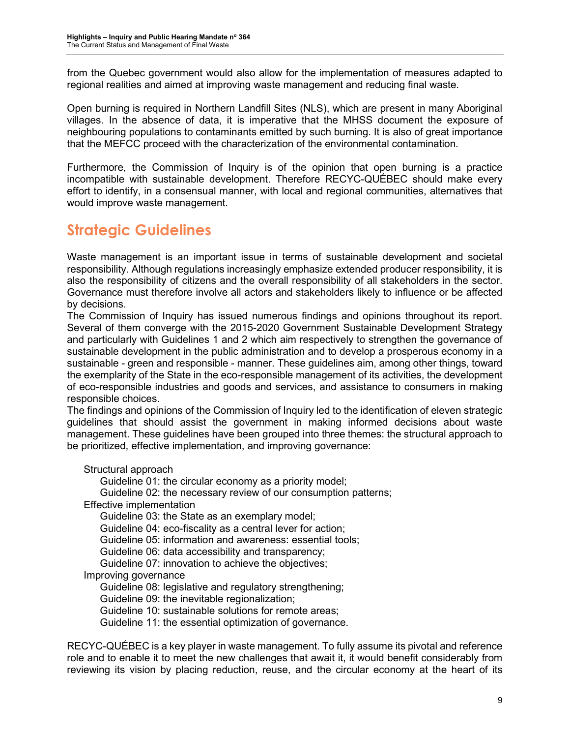from the Quebec government would also allow for the implementation of measures adapted to regional realities and aimed at improving waste management and reducing final waste.

Open burning is required in Northern Landfill Sites (NLS), which are present in many Aboriginal villages. In the absence of data, it is imperative that the MHSS document the exposure of neighbouring populations to contaminants emitted by such burning. It is also of great importance that the MEFCC proceed with the characterization of the environmental contamination.

Furthermore, the Commission of Inquiry is of the opinion that open burning is a practice incompatible with sustainable development. Therefore RECYC-QUÉBEC should make every effort to identify, in a consensual manner, with local and regional communities, alternatives that would improve waste management.

## Strategic Guidelines

Waste management is an important issue in terms of sustainable development and societal responsibility. Although regulations increasingly emphasize extended producer responsibility, it is also the responsibility of citizens and the overall responsibility of all stakeholders in the sector. Governance must therefore involve all actors and stakeholders likely to influence or be affected by decisions.

The Commission of Inquiry has issued numerous findings and opinions throughout its report. Several of them converge with the 2015-2020 Government Sustainable Development Strategy and particularly with Guidelines 1 and 2 which aim respectively to strengthen the governance of sustainable development in the public administration and to develop a prosperous economy in a sustainable - green and responsible - manner. These guidelines aim, among other things, toward the exemplarity of the State in the eco-responsible management of its activities, the development of eco-responsible industries and goods and services, and assistance to consumers in making responsible choices.

The findings and opinions of the Commission of Inquiry led to the identification of eleven strategic guidelines that should assist the government in making informed decisions about waste management. These guidelines have been grouped into three themes: the structural approach to be prioritized, effective implementation, and improving governance:

- Structural approach
  - Guideline 01: the circular economy as a priority model;
  - Guideline 02: the necessary review of our consumption patterns;
- Effective implementation
  - Guideline 03: the State as an exemplary model;
  - Guideline 04: eco-fiscality as a central lever for action;
  - Guideline 05: information and awareness: essential tools;
  - Guideline 06: data accessibility and transparency;
  - Guideline 07: innovation to achieve the objectives;
- Improving governance
  - Guideline 08: legislative and regulatory strengthening;
  - Guideline 09: the inevitable regionalization;
  - Guideline 10: sustainable solutions for remote areas;
  - Guideline 11: the essential optimization of governance.

RECYC-QUÉBEC is a key player in waste management. To fully assume its pivotal and reference role and to enable it to meet the new challenges that await it, it would benefit considerably from reviewing its vision by placing reduction, reuse, and the circular economy at the heart of its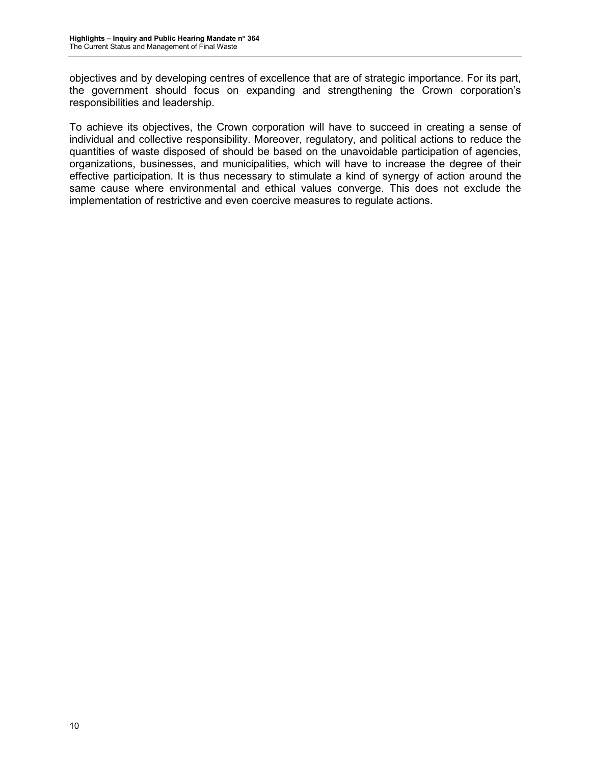objectives and by developing centres of excellence that are of strategic importance. For its part, the government should focus on expanding and strengthening the Crown corporation's responsibilities and leadership.

To achieve its objectives, the Crown corporation will have to succeed in creating a sense of individual and collective responsibility. Moreover, regulatory, and political actions to reduce the quantities of waste disposed of should be based on the unavoidable participation of agencies, organizations, businesses, and municipalities, which will have to increase the degree of their effective participation. It is thus necessary to stimulate a kind of synergy of action around the same cause where environmental and ethical values converge. This does not exclude the implementation of restrictive and even coercive measures to regulate actions.